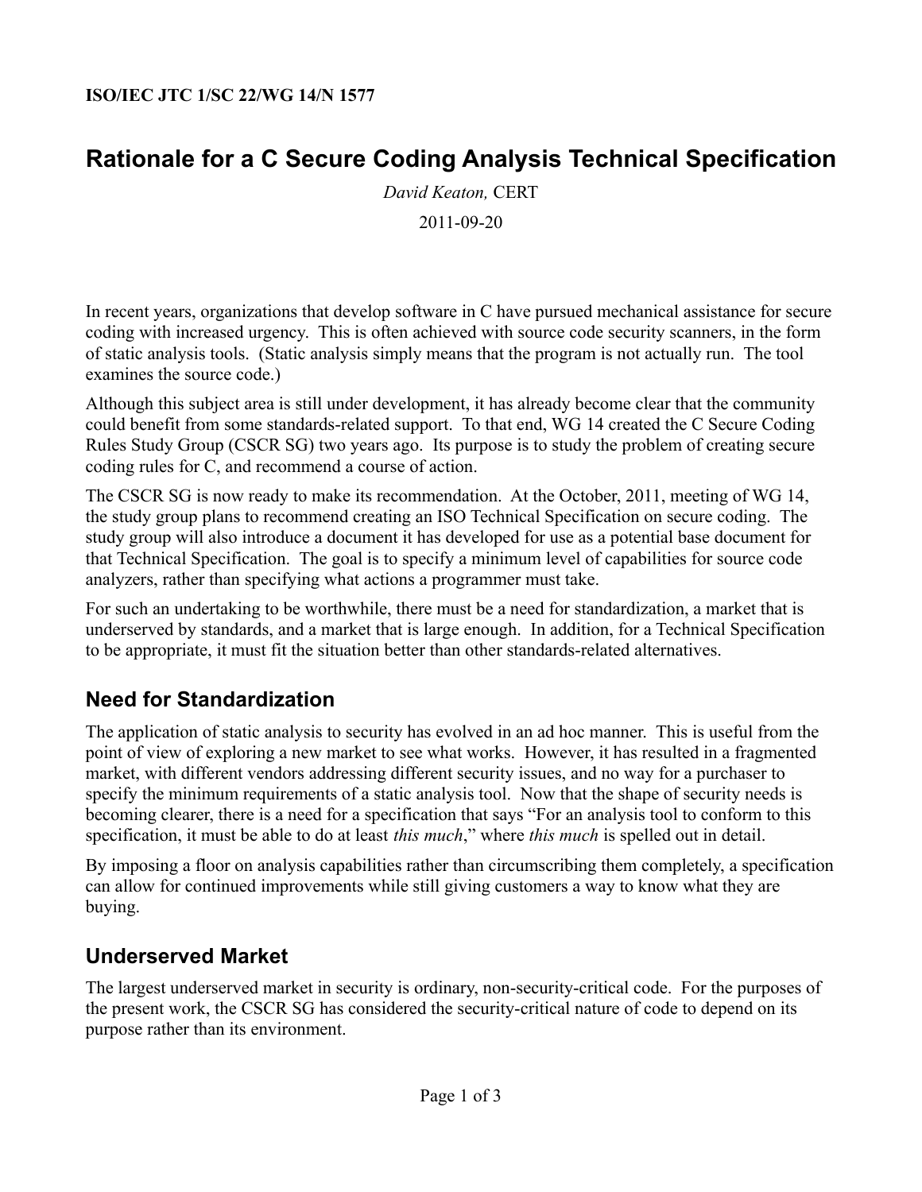**ISO/IEC JTC 1/SC 22/WG 14/N 1577**

# Rationale for a C Secure Coding Analysis Technical Specification

*David Keaton,* CERT

2011-09-20

In recent years, organizations that develop software in C have pursued mechanical assistance for secure coding with increased urgency. This is often achieved with source code security scanners, in the form of static analysis tools. (Static analysis simply means that the program is not actually run. The tool examines the source code.)

Although this subject area is still under development, it has already become clear that the community could benefit from some standards-related support. To that end, WG 14 created the C Secure Coding Rules Study Group (CSCR SG) two years ago. Its purpose is to study the problem of creating secure coding rules for C, and recommend a course of action.

The CSCR SG is now ready to make its recommendation. At the October, 2011, meeting of WG 14, the study group plans to recommend creating an ISO Technical Specification on secure coding. The study group will also introduce a document it has developed for use as a potential base document for that Technical Specification. The goal is to specify a minimum level of capabilities for source code analyzers, rather than specifying what actions a programmer must take.

For such an undertaking to be worthwhile, there must be a need for standardization, a market that is underserved by standards, and a market that is large enough. In addition, for a Technical Specification to be appropriate, it must fit the situation better than other standards-related alternatives.

## Need for Standardization

The application of static analysis to security has evolved in an ad hoc manner. This is useful from the point of view of exploring a new market to see what works. However, it has resulted in a fragmented market, with different vendors addressing different security issues, and no way for a purchaser to specify the minimum requirements of a static analysis tool. Now that the shape of security needs is becoming clearer, there is a need for a specification that says "For an analysis tool to conform to this specification, it must be able to do at least *this much*," where *this much* is spelled out in detail.

By imposing a floor on analysis capabilities rather than circumscribing them completely, a specification can allow for continued improvements while still giving customers a way to know what they are buying.

## Underserved Market

The largest underserved market in security is ordinary, non-security-critical code. For the purposes of the present work, the CSCR SG has considered the security-critical nature of code to depend on its purpose rather than its environment.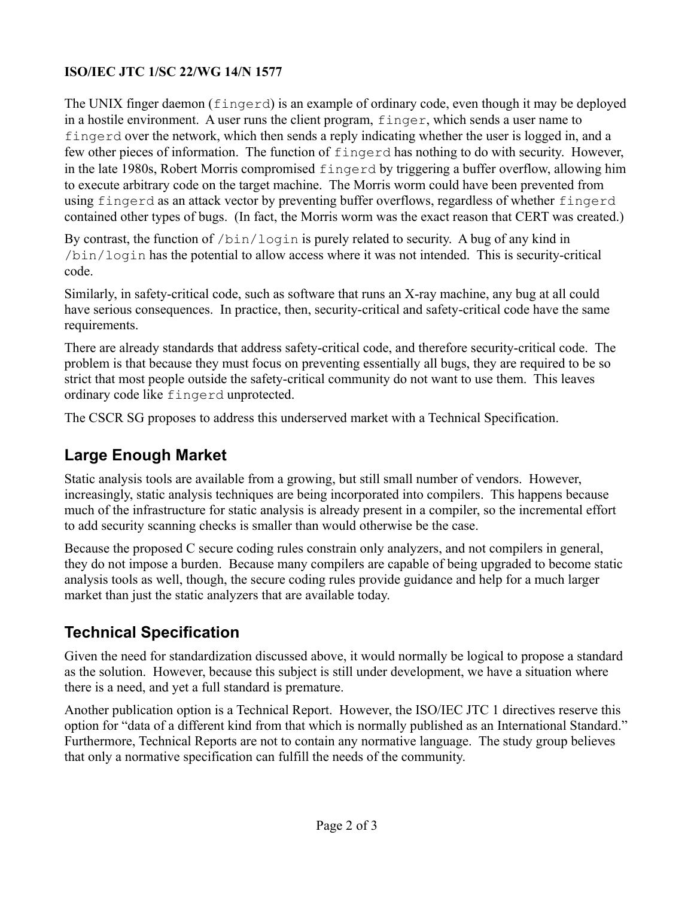The UNIX finger daemon (`fingerd`) is an example of ordinary code, even though it may be deployed in a hostile environment. A user runs the client program, `finger`, which sends a user name to `fingerd` over the network, which then sends a reply indicating whether the user is logged in, and a few other pieces of information. The function of `fingerd` has nothing to do with security. However, in the late 1980s, Robert Morris compromised `fingerd` by triggering a buffer overflow, allowing him to execute arbitrary code on the target machine. The Morris worm could have been prevented from using `fingerd` as an attack vector by preventing buffer overflows, regardless of whether `fingerd` contained other types of bugs. (In fact, the Morris worm was the exact reason that CERT was created.)

By contrast, the function of `/bin/login` is purely related to security. A bug of any kind in `/bin/login` has the potential to allow access where it was not intended. This is security-critical code.

Similarly, in safety-critical code, such as software that runs an X-ray machine, any bug at all could have serious consequences. In practice, then, security-critical and safety-critical code have the same requirements.

There are already standards that address safety-critical code, and therefore security-critical code. The problem is that because they must focus on preventing essentially all bugs, they are required to be so strict that most people outside the safety-critical community do not want to use them. This leaves ordinary code like `fingerd` unprotected.

The CSCR SG proposes to address this underserved market with a Technical Specification.

## Large Enough Market

Static analysis tools are available from a growing, but still small number of vendors. However, increasingly, static analysis techniques are being incorporated into compilers. This happens because much of the infrastructure for static analysis is already present in a compiler, so the incremental effort to add security scanning checks is smaller than would otherwise be the case.

Because the proposed C secure coding rules constrain only analyzers, and not compilers in general, they do not impose a burden. Because many compilers are capable of being upgraded to become static analysis tools as well, though, the secure coding rules provide guidance and help for a much larger market than just the static analyzers that are available today.

## Technical Specification

Given the need for standardization discussed above, it would normally be logical to propose a standard as the solution. However, because this subject is still under development, we have a situation where there is a need, and yet a full standard is premature.

Another publication option is a Technical Report. However, the ISO/IEC JTC 1 directives reserve this option for "data of a different kind from that which is normally published as an International Standard." Furthermore, Technical Reports are not to contain any normative language. The study group believes that only a normative specification can fulfill the needs of the community.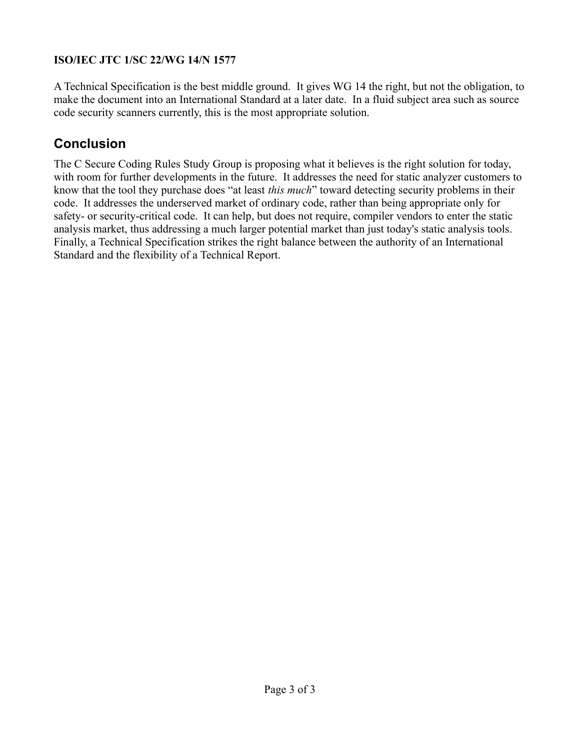A Technical Specification is the best middle ground. It gives WG 14 the right, but not the obligation, to make the document into an International Standard at a later date. In a fluid subject area such as source code security scanners currently, this is the most appropriate solution.

## Conclusion

The C Secure Coding Rules Study Group is proposing what it believes is the right solution for today, with room for further developments in the future. It addresses the need for static analyzer customers to know that the tool they purchase does "at least *this much*" toward detecting security problems in their code. It addresses the underserved market of ordinary code, rather than being appropriate only for safety- or security-critical code. It can help, but does not require, compiler vendors to enter the static analysis market, thus addressing a much larger potential market than just today's static analysis tools. Finally, a Technical Specification strikes the right balance between the authority of an International Standard and the flexibility of a Technical Report.